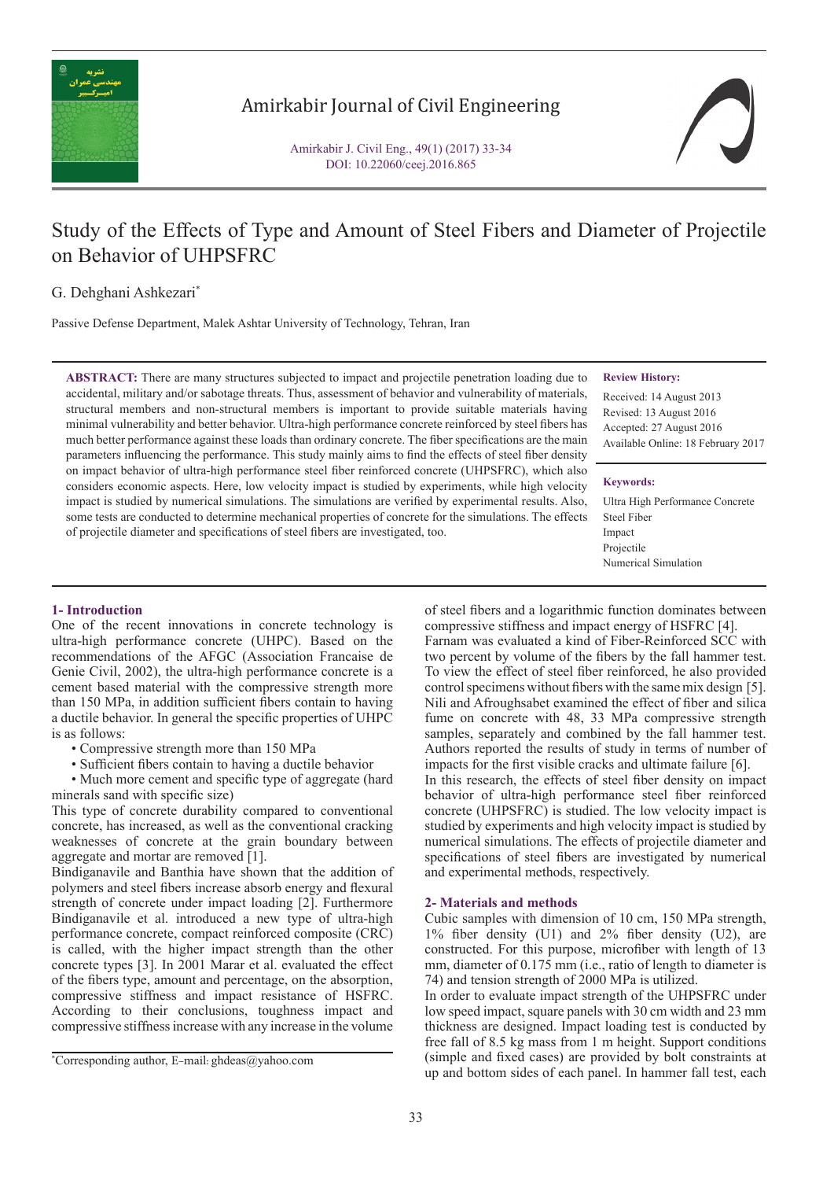# Study of the Effects of Type and Amount of Steel Fibers and Diameter of Projectile on Behavior of UHPSFRC

G. Dehghani Ashkezari*

Passive Defense Department, Malek Ashtar University of Technology, Tehran, Iran

**ABSTRACT:** There are many structures subjected to impact and projectile penetration loading due to accidental, military and/or sabotage threats. Thus, assessment of behavior and vulnerability of materials, structural members and non-structural members is important to provide suitable materials having minimal vulnerability and better behavior. Ultra-high performance concrete reinforced by steel fibers has much better performance against these loads than ordinary concrete. The fiber specifications are the main parameters influencing the performance. This study mainly aims to find the effects of steel fiber density on impact behavior of ultra-high performance steel fiber reinforced concrete (UHPSFRC), which also considers economic aspects. Here, low velocity impact is studied by experiments, while high velocity impact is studied by numerical simulations. The simulations are verified by experimental results. Also, some tests are conducted to determine mechanical properties of concrete for the simulations. The effects of projectile diameter and specifications of steel fibers are investigated, too.

**Review History:**

Received: 14 August 2013
Revised: 13 August 2016
Accepted: 27 August 2016
Available Online: 18 February 2017

**Keywords:**

Ultra High Performance Concrete
Steel Fiber
Impact
Projectile
Numerical Simulation

## 1- Introduction

One of the recent innovations in concrete technology is ultra-high performance concrete (UHPC). Based on the recommendations of the AFGC (Association Francaise de Genie Civil, 2002), the ultra-high performance concrete is a cement based material with the compressive strength more than 150 MPa, in addition sufficient fibers contain to having a ductile behavior. In general the specific properties of UHPC is as follows:

- Compressive strength more than 150 MPa
- Sufficient fibers contain to having a ductile behavior
- Much more cement and specific type of aggregate (hard minerals sand with specific size)

This type of concrete durability compared to conventional concrete, has increased, as well as the conventional cracking weaknesses of concrete at the grain boundary between aggregate and mortar are removed [1].

Bindiganavile and Banthia have shown that the addition of polymers and steel fibers increase absorb energy and flexural strength of concrete under impact loading [2]. Furthermore Bindiganavile et al. introduced a new type of ultra-high performance concrete, compact reinforced composite (CRC) is called, with the higher impact strength than the other concrete types [3]. In 2001 Marar et al. evaluated the effect of the fibers type, amount and percentage, on the absorption, compressive stiffness and impact resistance of HSFRC. According to their conclusions, toughness impact and compressive stiffness increase with any increase in the volume of steel fibers and a logarithmic function dominates between compressive stiffness and impact energy of HSFRC [4].

Farnam was evaluated a kind of Fiber-Reinforced SCC with two percent by volume of the fibers by the fall hammer test. To view the effect of steel fiber reinforced, he also provided control specimens without fibers with the same mix design [5]. Nili and Afroughsabet examined the effect of fiber and silica fume on concrete with 48, 33 MPa compressive strength samples, separately and combined by the fall hammer test. Authors reported the results of study in terms of number of impacts for the first visible cracks and ultimate failure [6].

In this research, the effects of steel fiber density on impact behavior of ultra-high performance steel fiber reinforced concrete (UHPSFRC) is studied. The low velocity impact is studied by experiments and high velocity impact is studied by numerical simulations. The effects of projectile diameter and specifications of steel fibers are investigated by numerical and experimental methods, respectively.

## 2- Materials and methods

Cubic samples with dimension of 10 cm, 150 MPa strength, 1% fiber density (U1) and 2% fiber density (U2), are constructed. For this purpose, microfiber with length of 13 mm, diameter of 0.175 mm (i.e., ratio of length to diameter is 74) and tension strength of 2000 MPa is utilized.

In order to evaluate impact strength of the UHPSFRC under low speed impact, square panels with 30 cm width and 23 mm thickness are designed. Impact loading test is conducted by free fall of 8.5 kg mass from 1 m height. Support conditions (simple and fixed cases) are provided by bolt constraints at up and bottom sides of each panel. In hammer fall test, each

*Corresponding author, E-mail: ghdeas@yahoo.com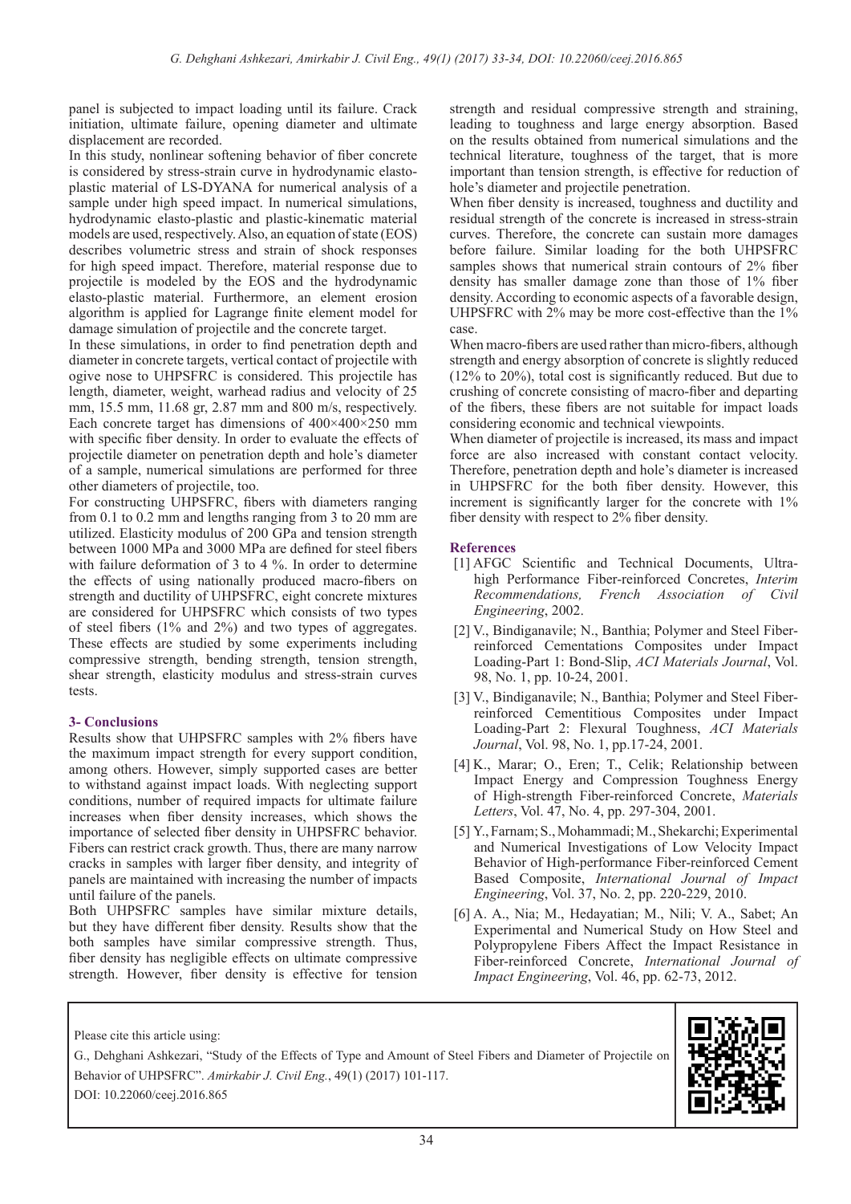panel is subjected to impact loading until its failure. Crack initiation, ultimate failure, opening diameter and ultimate displacement are recorded.

In this study, nonlinear softening behavior of fiber concrete is considered by stress-strain curve in hydrodynamic elasto-plastic material of LS-DYANA for numerical analysis of a sample under high speed impact. In numerical simulations, hydrodynamic elasto-plastic and plastic-kinematic material models are used, respectively. Also, an equation of state (EOS) describes volumetric stress and strain of shock responses for high speed impact. Therefore, material response due to projectile is modeled by the EOS and the hydrodynamic elasto-plastic material. Furthermore, an element erosion algorithm is applied for Lagrange finite element model for damage simulation of projectile and the concrete target.

In these simulations, in order to find penetration depth and diameter in concrete targets, vertical contact of projectile with ogive nose to UHPSFRC is considered. This projectile has length, diameter, weight, warhead radius and velocity of 25 mm, 15.5 mm, 11.68 gr, 2.87 mm and 800 m/s, respectively. Each concrete target has dimensions of 400×400×250 mm with specific fiber density. In order to evaluate the effects of projectile diameter on penetration depth and hole's diameter of a sample, numerical simulations are performed for three other diameters of projectile, too.

For constructing UHPSFRC, fibers with diameters ranging from 0.1 to 0.2 mm and lengths ranging from 3 to 20 mm are utilized. Elasticity modulus of 200 GPa and tension strength between 1000 MPa and 3000 MPa are defined for steel fibers with failure deformation of 3 to 4 %. In order to determine the effects of using nationally produced macro-fibers on strength and ductility of UHPSFRC, eight concrete mixtures are considered for UHPSFRC which consists of two types of steel fibers (1% and 2%) and two types of aggregates. These effects are studied by some experiments including compressive strength, bending strength, tension strength, shear strength, elasticity modulus and stress-strain curves tests.

## 3- Conclusions

Results show that UHPSFRC samples with 2% fibers have the maximum impact strength for every support condition, among others. However, simply supported cases are better to withstand against impact loads. With neglecting support conditions, number of required impacts for ultimate failure increases when fiber density increases, which shows the importance of selected fiber density in UHPSFRC behavior. Fibers can restrict crack growth. Thus, there are many narrow cracks in samples with larger fiber density, and integrity of panels are maintained with increasing the number of impacts until failure of the panels.

Both UHPSFRC samples have similar mixture details, but they have different fiber density. Results show that the both samples have similar compressive strength. Thus, fiber density has negligible effects on ultimate compressive strength. However, fiber density is effective for tension strength and residual compressive strength and straining, leading to toughness and large energy absorption. Based on the results obtained from numerical simulations and the technical literature, toughness of the target, that is more important than tension strength, is effective for reduction of hole's diameter and projectile penetration.

When fiber density is increased, toughness and ductility and residual strength of the concrete is increased in stress-strain curves. Therefore, the concrete can sustain more damages before failure. Similar loading for the both UHPSFRC samples shows that numerical strain contours of 2% fiber density has smaller damage zone than those of 1% fiber density. According to economic aspects of a favorable design, UHPSFRC with 2% may be more cost-effective than the 1% case.

When macro-fibers are used rather than micro-fibers, although strength and energy absorption of concrete is slightly reduced (12% to 20%), total cost is significantly reduced. But due to crushing of concrete consisting of macro-fiber and departing of the fibers, these fibers are not suitable for impact loads considering economic and technical viewpoints.

When diameter of projectile is increased, its mass and impact force are also increased with constant contact velocity. Therefore, penetration depth and hole's diameter is increased in UHPSFRC for the both fiber density. However, this increment is significantly larger for the concrete with 1% fiber density with respect to 2% fiber density.

## References

[1] AFGC Scientific and Technical Documents, Ultra-high Performance Fiber-reinforced Concretes, *Interim Recommendations, French Association of Civil Engineering*, 2002.

[2] V., Bindiganavile; N., Banthia; Polymer and Steel Fiber-reinforced Cementations Composites under Impact Loading-Part 1: Bond-Slip, *ACI Materials Journal*, Vol. 98, No. 1, pp. 10-24, 2001.

[3] V., Bindiganavile; N., Banthia; Polymer and Steel Fiber-reinforced Cementitious Composites under Impact Loading-Part 2: Flexural Toughness, *ACI Materials Journal*, Vol. 98, No. 1, pp.17-24, 2001.

[4] K., Marar; O., Eren; T., Celik; Relationship between Impact Energy and Compression Toughness Energy of High-strength Fiber-reinforced Concrete, *Materials Letters*, Vol. 47, No. 4, pp. 297-304, 2001.

[5] Y., Farnam; S., Mohammadi; M., Shekarchi; Experimental and Numerical Investigations of Low Velocity Impact Behavior of High-performance Fiber-reinforced Cement Based Composite, *International Journal of Impact Engineering*, Vol. 37, No. 2, pp. 220-229, 2010.

[6] A. A., Nia; M., Hedayatian; M., Nili; V. A., Sabet; An Experimental and Numerical Study on How Steel and Polypropylene Fibers Affect the Impact Resistance in Fiber-reinforced Concrete, *International Journal of Impact Engineering*, Vol. 46, pp. 62-73, 2012.

Please cite this article using:

G., Dehghani Ashkezari, "Study of the Effects of Type and Amount of Steel Fibers and Diameter of Projectile on Behavior of UHPSFRC". *Amirkabir J. Civil Eng.*, 49(1) (2017) 101-117.

DOI: 10.22060/ceej.2016.865